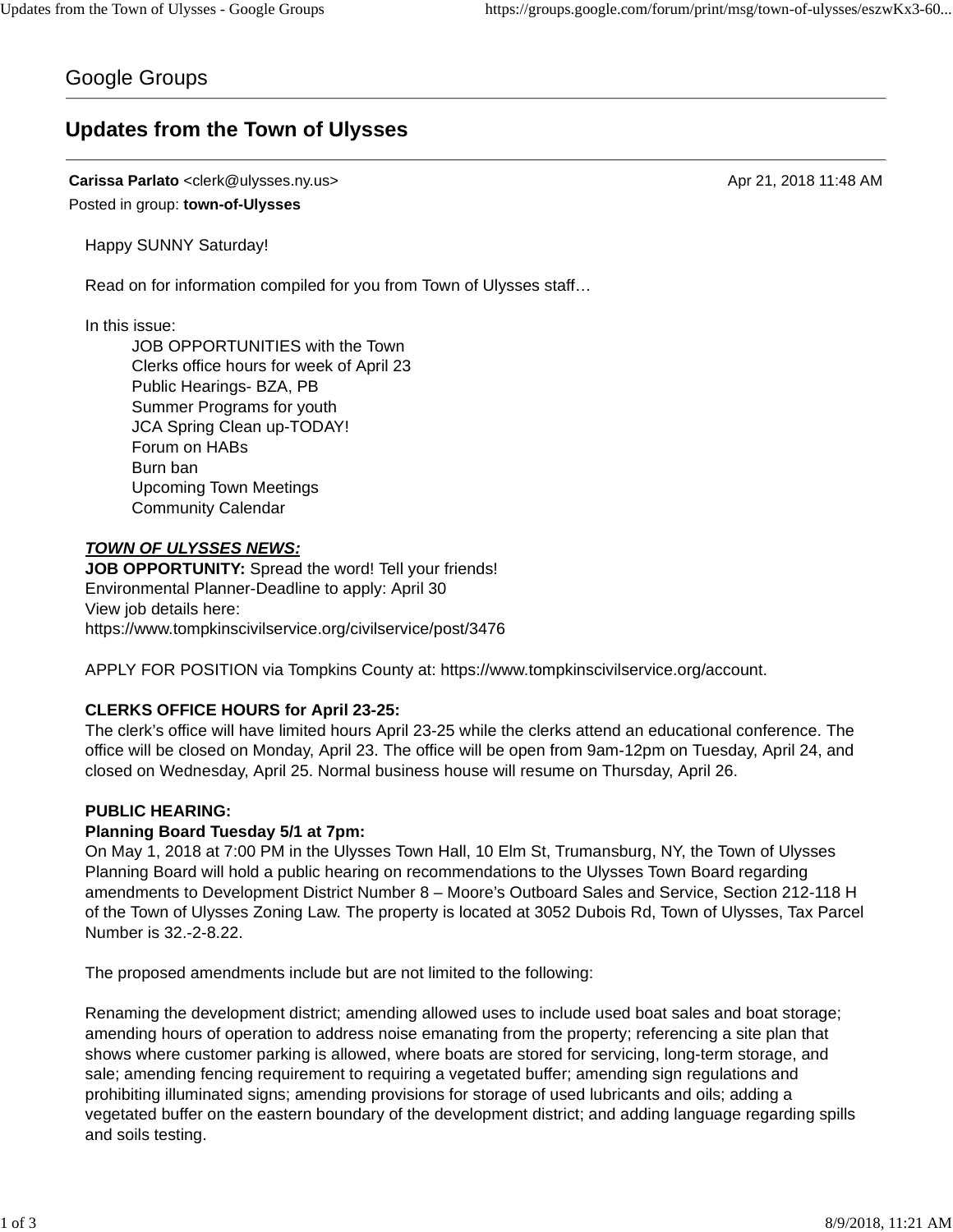Google Groups

# Updates from the Town of Ulysses

**Carissa Parlato** <clerk@ulysses.ny.us> Apr 21, 2018 11:48 AM

Posted in group: **town-of-Ulysses**

Happy SUNNY Saturday!

Read on for information compiled for you from Town of Ulysses staff…

In this issue:

- JOB OPPORTUNITIES with the Town
- Clerks office hours for week of April 23
- Public Hearings- BZA, PB
- Summer Programs for youth
- JCA Spring Clean up-TODAY!
- Forum on HABs
- Burn ban
- Upcoming Town Meetings
- Community Calendar

***TOWN OF ULYSSES NEWS:***

**JOB OPPORTUNITY:** Spread the word! Tell your friends!

Environmental Planner-Deadline to apply: April 30

View job details here:

https://www.tompkinscivilservice.org/civilservice/post/3476

APPLY FOR POSITION via Tompkins County at: https://www.tompkinscivilservice.org/account.

**CLERKS OFFICE HOURS for April 23-25:**

The clerk's office will have limited hours April 23-25 while the clerks attend an educational conference. The office will be closed on Monday, April 23. The office will be open from 9am-12pm on Tuesday, April 24, and closed on Wednesday, April 25. Normal business house will resume on Thursday, April 26.

**PUBLIC HEARING:**

**Planning Board Tuesday 5/1 at 7pm:**

On May 1, 2018 at 7:00 PM in the Ulysses Town Hall, 10 Elm St, Trumansburg, NY, the Town of Ulysses Planning Board will hold a public hearing on recommendations to the Ulysses Town Board regarding amendments to Development District Number 8 – Moore's Outboard Sales and Service, Section 212-118 H of the Town of Ulysses Zoning Law. The property is located at 3052 Dubois Rd, Town of Ulysses, Tax Parcel Number is 32.-2-8.22.

The proposed amendments include but are not limited to the following:

Renaming the development district; amending allowed uses to include used boat sales and boat storage; amending hours of operation to address noise emanating from the property; referencing a site plan that shows where customer parking is allowed, where boats are stored for servicing, long-term storage, and sale; amending fencing requirement to requiring a vegetated buffer; amending sign regulations and prohibiting illuminated signs; amending provisions for storage of used lubricants and oils; adding a vegetated buffer on the eastern boundary of the development district; and adding language regarding spills and soils testing.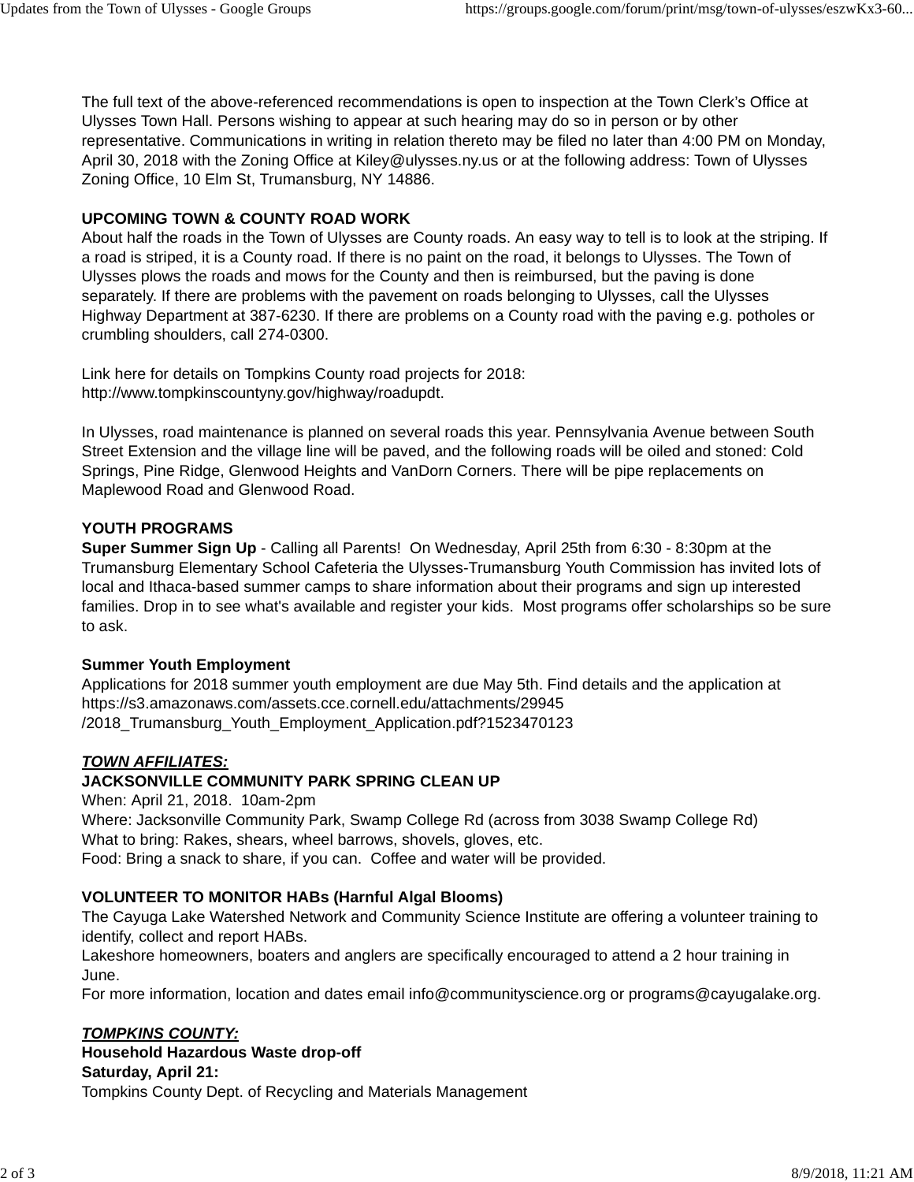The full text of the above-referenced recommendations is open to inspection at the Town Clerk's Office at Ulysses Town Hall. Persons wishing to appear at such hearing may do so in person or by other representative. Communications in writing in relation thereto may be filed no later than 4:00 PM on Monday, April 30, 2018 with the Zoning Office at Kiley@ulysses.ny.us or at the following address: Town of Ulysses Zoning Office, 10 Elm St, Trumansburg, NY 14886.

**UPCOMING TOWN & COUNTY ROAD WORK**

About half the roads in the Town of Ulysses are County roads. An easy way to tell is to look at the striping. If a road is striped, it is a County road. If there is no paint on the road, it belongs to Ulysses. The Town of Ulysses plows the roads and mows for the County and then is reimbursed, but the paving is done separately. If there are problems with the pavement on roads belonging to Ulysses, call the Ulysses Highway Department at 387-6230. If there are problems on a County road with the paving e.g. potholes or crumbling shoulders, call 274-0300.

Link here for details on Tompkins County road projects for 2018: http://www.tompkinscountyny.gov/highway/roadupdt.

In Ulysses, road maintenance is planned on several roads this year. Pennsylvania Avenue between South Street Extension and the village line will be paved, and the following roads will be oiled and stoned: Cold Springs, Pine Ridge, Glenwood Heights and VanDorn Corners. There will be pipe replacements on Maplewood Road and Glenwood Road.

**YOUTH PROGRAMS**

**Super Summer Sign Up** - Calling all Parents! On Wednesday, April 25th from 6:30 - 8:30pm at the Trumansburg Elementary School Cafeteria the Ulysses-Trumansburg Youth Commission has invited lots of local and Ithaca-based summer camps to share information about their programs and sign up interested families. Drop in to see what's available and register your kids. Most programs offer scholarships so be sure to ask.

**Summer Youth Employment**

Applications for 2018 summer youth employment are due May 5th. Find details and the application at https://s3.amazonaws.com/assets.cce.cornell.edu/attachments/29945/2018_Trumansburg_Youth_Employment_Application.pdf?1523470123

***TOWN AFFILIATES:***

**JACKSONVILLE COMMUNITY PARK SPRING CLEAN UP**

When: April 21, 2018. 10am-2pm
Where: Jacksonville Community Park, Swamp College Rd (across from 3038 Swamp College Rd)
What to bring: Rakes, shears, wheel barrows, shovels, gloves, etc.
Food: Bring a snack to share, if you can. Coffee and water will be provided.

**VOLUNTEER TO MONITOR HABs (Harnful Algal Blooms)**

The Cayuga Lake Watershed Network and Community Science Institute are offering a volunteer training to identify, collect and report HABs.
Lakeshore homeowners, boaters and anglers are specifically encouraged to attend a 2 hour training in June.
For more information, location and dates email info@communityscience.org or programs@cayugalake.org.

***TOMPKINS COUNTY:***

**Household Hazardous Waste drop-off**
**Saturday, April 21:**
Tompkins County Dept. of Recycling and Materials Management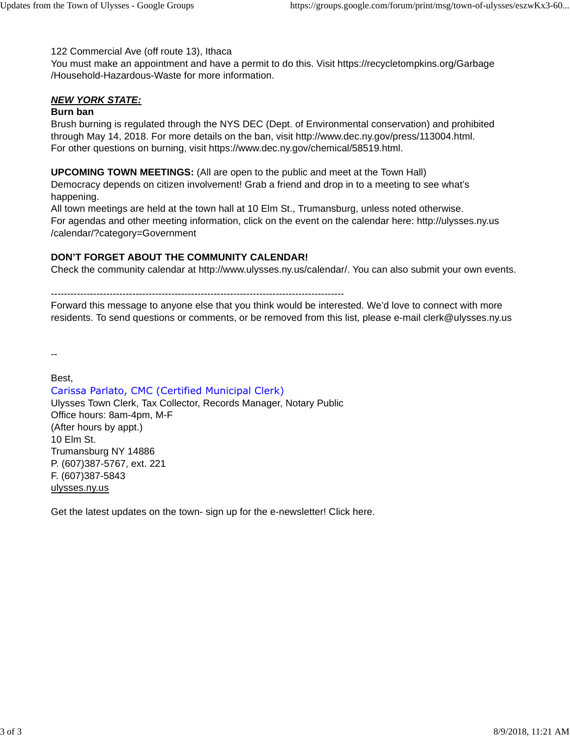122 Commercial Ave (off route 13), Ithaca
You must make an appointment and have a permit to do this. Visit https://recycletompkins.org/Garbage/Household-Hazardous-Waste for more information.

***NEW YORK STATE:***

**Burn ban**

Brush burning is regulated through the NYS DEC (Dept. of Environmental conservation) and prohibited through May 14, 2018. For more details on the ban, visit http://www.dec.ny.gov/press/113004.html.
For other questions on burning, visit https://www.dec.ny.gov/chemical/58519.html.

**UPCOMING TOWN MEETINGS:** (All are open to the public and meet at the Town Hall)
Democracy depends on citizen involvement! Grab a friend and drop in to a meeting to see what's happening.
All town meetings are held at the town hall at 10 Elm St., Trumansburg, unless noted otherwise.
For agendas and other meeting information, click on the event on the calendar here: http://ulysses.ny.us/calendar/?category=Government

**DON'T FORGET ABOUT THE COMMUNITY CALENDAR!**
Check the community calendar at http://www.ulysses.ny.us/calendar/. You can also submit your own events.

------------------------------------------------------------------------------------------

Forward this message to anyone else that you think would be interested. We'd love to connect with more residents. To send questions or comments, or be removed from this list, please e-mail clerk@ulysses.ny.us

--

Best,
Carissa Parlato, CMC (Certified Municipal Clerk)
Ulysses Town Clerk, Tax Collector, Records Manager, Notary Public
Office hours: 8am-4pm, M-F
(After hours by appt.)
10 Elm St.
Trumansburg NY 14886
P. (607)387-5767, ext. 221
F. (607)387-5843
ulysses.ny.us

Get the latest updates on the town- sign up for the e-newsletter! Click here.